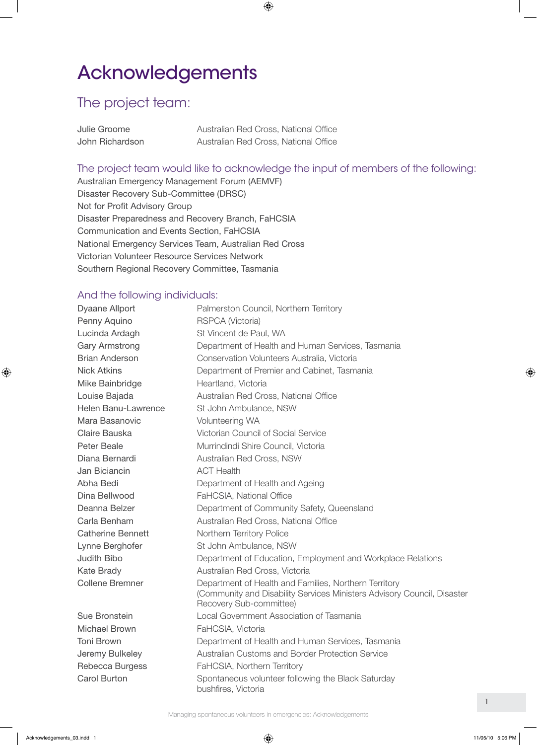# Acknowledgements

## The project team:

| | |
|---|---|
| Julie Groome | Australian Red Cross, National Office |
| John Richardson | Australian Red Cross, National Office |

### The project team would like to acknowledge the input of members of the following:

Australian Emergency Management Forum (AEMVF)
Disaster Recovery Sub-Committee (DRSC)
Not for Profit Advisory Group
Disaster Preparedness and Recovery Branch, FaHCSIA
Communication and Events Section, FaHCSIA
National Emergency Services Team, Australian Red Cross
Victorian Volunteer Resource Services Network
Southern Regional Recovery Committee, Tasmania

### And the following individuals:

| | |
|---|---|
| Dyaane Allport | Palmerston Council, Northern Territory |
| Penny Aquino | RSPCA (Victoria) |
| Lucinda Ardagh | St Vincent de Paul, WA |
| Gary Armstrong | Department of Health and Human Services, Tasmania |
| Brian Anderson | Conservation Volunteers Australia, Victoria |
| Nick Atkins | Department of Premier and Cabinet, Tasmania |
| Mike Bainbridge | Heartland, Victoria |
| Louise Bajada | Australian Red Cross, National Office |
| Helen Banu-Lawrence | St John Ambulance, NSW |
| Mara Basanovic | Volunteering WA |
| Claire Bauska | Victorian Council of Social Service |
| Peter Beale | Murrindindi Shire Council, Victoria |
| Diana Bernardi | Australian Red Cross, NSW |
| Jan Biciancin | ACT Health |
| Abha Bedi | Department of Health and Ageing |
| Dina Bellwood | FaHCSIA, National Office |
| Deanna Belzer | Department of Community Safety, Queensland |
| Carla Benham | Australian Red Cross, National Office |
| Catherine Bennett | Northern Territory Police |
| Lynne Berghofer | St John Ambulance, NSW |
| Judith Bibo | Department of Education, Employment and Workplace Relations |
| Kate Brady | Australian Red Cross, Victoria |
| Collene Bremner | Department of Health and Families, Northern Territory (Community and Disability Services Ministers Advisory Council, Disaster Recovery Sub-committee) |
| Sue Bronstein | Local Government Association of Tasmania |
| Michael Brown | FaHCSIA, Victoria |
| Toni Brown | Department of Health and Human Services, Tasmania |
| Jeremy Bulkeley | Australian Customs and Border Protection Service |
| Rebecca Burgess | FaHCSIA, Northern Territory |
| Carol Burton | Spontaneous volunteer following the Black Saturday bushfires, Victoria |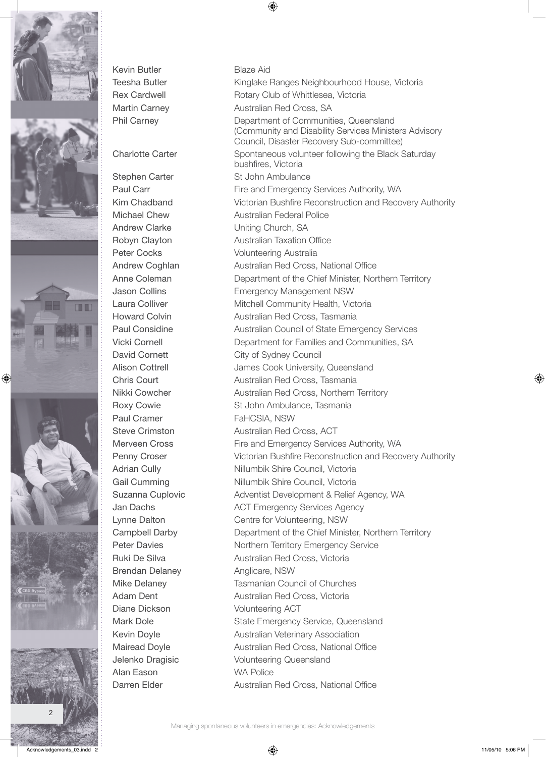| | |
|---|---|
| Kevin Butler | Blaze Aid |
| Teesha Butler | Kinglake Ranges Neighbourhood House, Victoria |
| Rex Cardwell | Rotary Club of Whittlesea, Victoria |
| Martin Carney | Australian Red Cross, SA |
| Phil Carney | Department of Communities, Queensland (Community and Disability Services Ministers Advisory Council, Disaster Recovery Sub-committee) |
| Charlotte Carter | Spontaneous volunteer following the Black Saturday bushfires, Victoria |
| Stephen Carter | St John Ambulance |
| Paul Carr | Fire and Emergency Services Authority, WA |
| Kim Chadband | Victorian Bushfire Reconstruction and Recovery Authority |
| Michael Chew | Australian Federal Police |
| Andrew Clarke | Uniting Church, SA |
| Robyn Clayton | Australian Taxation Office |
| Peter Cocks | Volunteering Australia |
| Andrew Coghlan | Australian Red Cross, National Office |
| Anne Coleman | Department of the Chief Minister, Northern Territory |
| Jason Collins | Emergency Management NSW |
| Laura Colliver | Mitchell Community Health, Victoria |
| Howard Colvin | Australian Red Cross, Tasmania |
| Paul Considine | Australian Council of State Emergency Services |
| Vicki Cornell | Department for Families and Communities, SA |
| David Cornett | City of Sydney Council |
| Alison Cottrell | James Cook University, Queensland |
| Chris Court | Australian Red Cross, Tasmania |
| Nikki Cowcher | Australian Red Cross, Northern Territory |
| Roxy Cowie | St John Ambulance, Tasmania |
| Paul Cramer | FaHCSIA, NSW |
| Steve Crimston | Australian Red Cross, ACT |
| Merveen Cross | Fire and Emergency Services Authority, WA |
| Penny Croser | Victorian Bushfire Reconstruction and Recovery Authority |
| Adrian Cully | Nillumbik Shire Council, Victoria |
| Gail Cumming | Nillumbik Shire Council, Victoria |
| Suzanna Cuplovic | Adventist Development & Relief Agency, WA |
| Jan Dachs | ACT Emergency Services Agency |
| Lynne Dalton | Centre for Volunteering, NSW |
| Campbell Darby | Department of the Chief Minister, Northern Territory |
| Peter Davies | Northern Territory Emergency Service |
| Ruki De Silva | Australian Red Cross, Victoria |
| Brendan Delaney | Anglicare, NSW |
| Mike Delaney | Tasmanian Council of Churches |
| Adam Dent | Australian Red Cross, Victoria |
| Diane Dickson | Volunteering ACT |
| Mark Dole | State Emergency Service, Queensland |
| Kevin Doyle | Australian Veterinary Association |
| Mairead Doyle | Australian Red Cross, National Office |
| Jelenko Dragisic | Volunteering Queensland |
| Alan Eason | WA Police |
| Darren Elder | Australian Red Cross, National Office |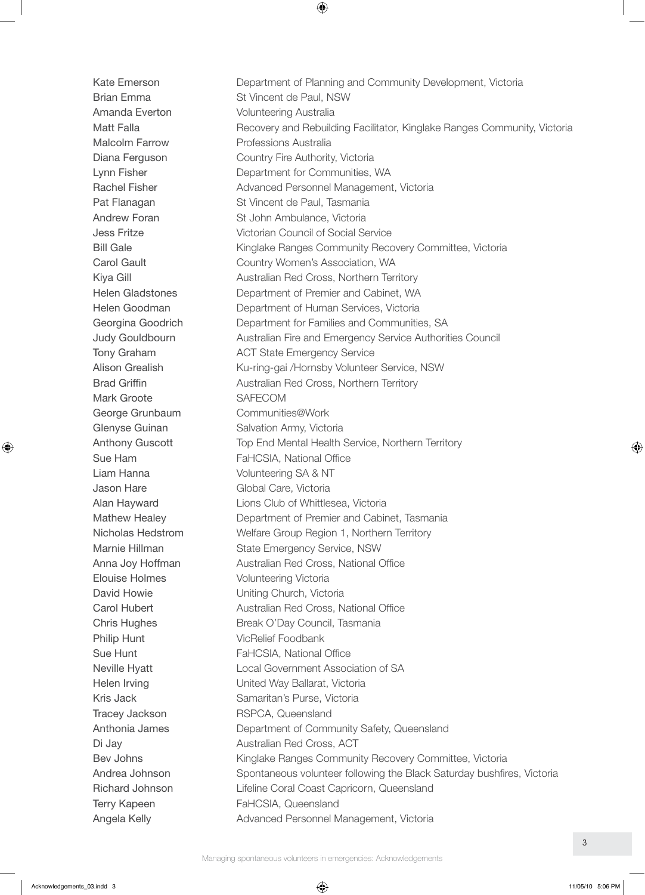| | |
|---|---|
| Kate Emerson | Department of Planning and Community Development, Victoria |
| Brian Emma | St Vincent de Paul, NSW |
| Amanda Everton | Volunteering Australia |
| Matt Falla | Recovery and Rebuilding Facilitator, Kinglake Ranges Community, Victoria |
| Malcolm Farrow | Professions Australia |
| Diana Ferguson | Country Fire Authority, Victoria |
| Lynn Fisher | Department for Communities, WA |
| Rachel Fisher | Advanced Personnel Management, Victoria |
| Pat Flanagan | St Vincent de Paul, Tasmania |
| Andrew Foran | St John Ambulance, Victoria |
| Jess Fritze | Victorian Council of Social Service |
| Bill Gale | Kinglake Ranges Community Recovery Committee, Victoria |
| Carol Gault | Country Women's Association, WA |
| Kiya Gill | Australian Red Cross, Northern Territory |
| Helen Gladstones | Department of Premier and Cabinet, WA |
| Helen Goodman | Department of Human Services, Victoria |
| Georgina Goodrich | Department for Families and Communities, SA |
| Judy Gouldbourn | Australian Fire and Emergency Service Authorities Council |
| Tony Graham | ACT State Emergency Service |
| Alison Grealish | Ku-ring-gai /Hornsby Volunteer Service, NSW |
| Brad Griffin | Australian Red Cross, Northern Territory |
| Mark Groote | SAFECOM |
| George Grunbaum | Communities@Work |
| Glenyse Guinan | Salvation Army, Victoria |
| Anthony Guscott | Top End Mental Health Service, Northern Territory |
| Sue Ham | FaHCSIA, National Office |
| Liam Hanna | Volunteering SA & NT |
| Jason Hare | Global Care, Victoria |
| Alan Hayward | Lions Club of Whittlesea, Victoria |
| Mathew Healey | Department of Premier and Cabinet, Tasmania |
| Nicholas Hedstrom | Welfare Group Region 1, Northern Territory |
| Marnie Hillman | State Emergency Service, NSW |
| Anna Joy Hoffman | Australian Red Cross, National Office |
| Elouise Holmes | Volunteering Victoria |
| David Howie | Uniting Church, Victoria |
| Carol Hubert | Australian Red Cross, National Office |
| Chris Hughes | Break O'Day Council, Tasmania |
| Philip Hunt | VicRelief Foodbank |
| Sue Hunt | FaHCSIA, National Office |
| Neville Hyatt | Local Government Association of SA |
| Helen Irving | United Way Ballarat, Victoria |
| Kris Jack | Samaritan's Purse, Victoria |
| Tracey Jackson | RSPCA, Queensland |
| Anthonia James | Department of Community Safety, Queensland |
| Di Jay | Australian Red Cross, ACT |
| Bev Johns | Kinglake Ranges Community Recovery Committee, Victoria |
| Andrea Johnson | Spontaneous volunteer following the Black Saturday bushfires, Victoria |
| Richard Johnson | Lifeline Coral Coast Capricorn, Queensland |
| Terry Kapeen | FaHCSIA, Queensland |
| Angela Kelly | Advanced Personnel Management, Victoria |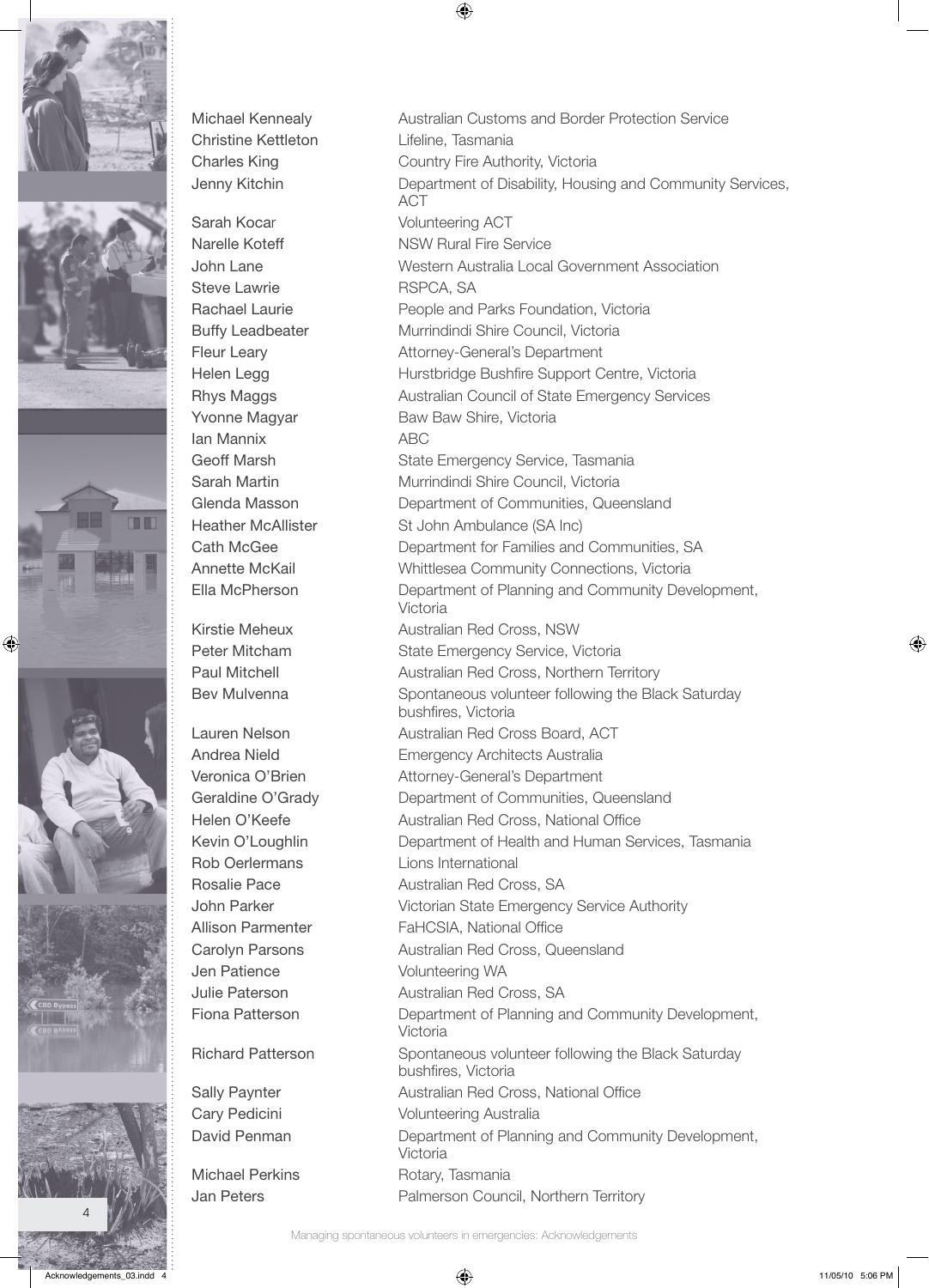| | |
|---|---|
| Michael Kennealy | Australian Customs and Border Protection Service |
| Christine Kettleton | Lifeline, Tasmania |
| Charles King | Country Fire Authority, Victoria |
| Jenny Kitchin | Department of Disability, Housing and Community Services, ACT |
| Sarah Kocar | Volunteering ACT |
| Narelle Koteff | NSW Rural Fire Service |
| John Lane | Western Australia Local Government Association |
| Steve Lawrie | RSPCA, SA |
| Rachael Laurie | People and Parks Foundation, Victoria |
| Buffy Leadbeater | Murrindindi Shire Council, Victoria |
| Fleur Leary | Attorney-General's Department |
| Helen Legg | Hurstbridge Bushfire Support Centre, Victoria |
| Rhys Maggs | Australian Council of State Emergency Services |
| Yvonne Magyar | Baw Baw Shire, Victoria |
| Ian Mannix | ABC |
| Geoff Marsh | State Emergency Service, Tasmania |
| Sarah Martin | Murrindindi Shire Council, Victoria |
| Glenda Masson | Department of Communities, Queensland |
| Heather McAllister | St John Ambulance (SA Inc) |
| Cath McGee | Department for Families and Communities, SA |
| Annette McKail | Whittlesea Community Connections, Victoria |
| Ella McPherson | Department of Planning and Community Development, Victoria |
| Kirstie Meheux | Australian Red Cross, NSW |
| Peter Mitcham | State Emergency Service, Victoria |
| Paul Mitchell | Australian Red Cross, Northern Territory |
| Bev Mulvenna | Spontaneous volunteer following the Black Saturday bushfires, Victoria |
| Lauren Nelson | Australian Red Cross Board, ACT |
| Andrea Nield | Emergency Architects Australia |
| Veronica O'Brien | Attorney-General's Department |
| Geraldine O'Grady | Department of Communities, Queensland |
| Helen O'Keefe | Australian Red Cross, National Office |
| Kevin O'Loughlin | Department of Health and Human Services, Tasmania |
| Rob Oerlermans | Lions International |
| Rosalie Pace | Australian Red Cross, SA |
| John Parker | Victorian State Emergency Service Authority |
| Allison Parmenter | FaHCSIA, National Office |
| Carolyn Parsons | Australian Red Cross, Queensland |
| Jen Patience | Volunteering WA |
| Julie Paterson | Australian Red Cross, SA |
| Fiona Patterson | Department of Planning and Community Development, Victoria |
| Richard Patterson | Spontaneous volunteer following the Black Saturday bushfires, Victoria |
| Sally Paynter | Australian Red Cross, National Office |
| Cary Pedicini | Volunteering Australia |
| David Penman | Department of Planning and Community Development, Victoria |
| Michael Perkins | Rotary, Tasmania |
| Jan Peters | Palmerson Council, Northern Territory |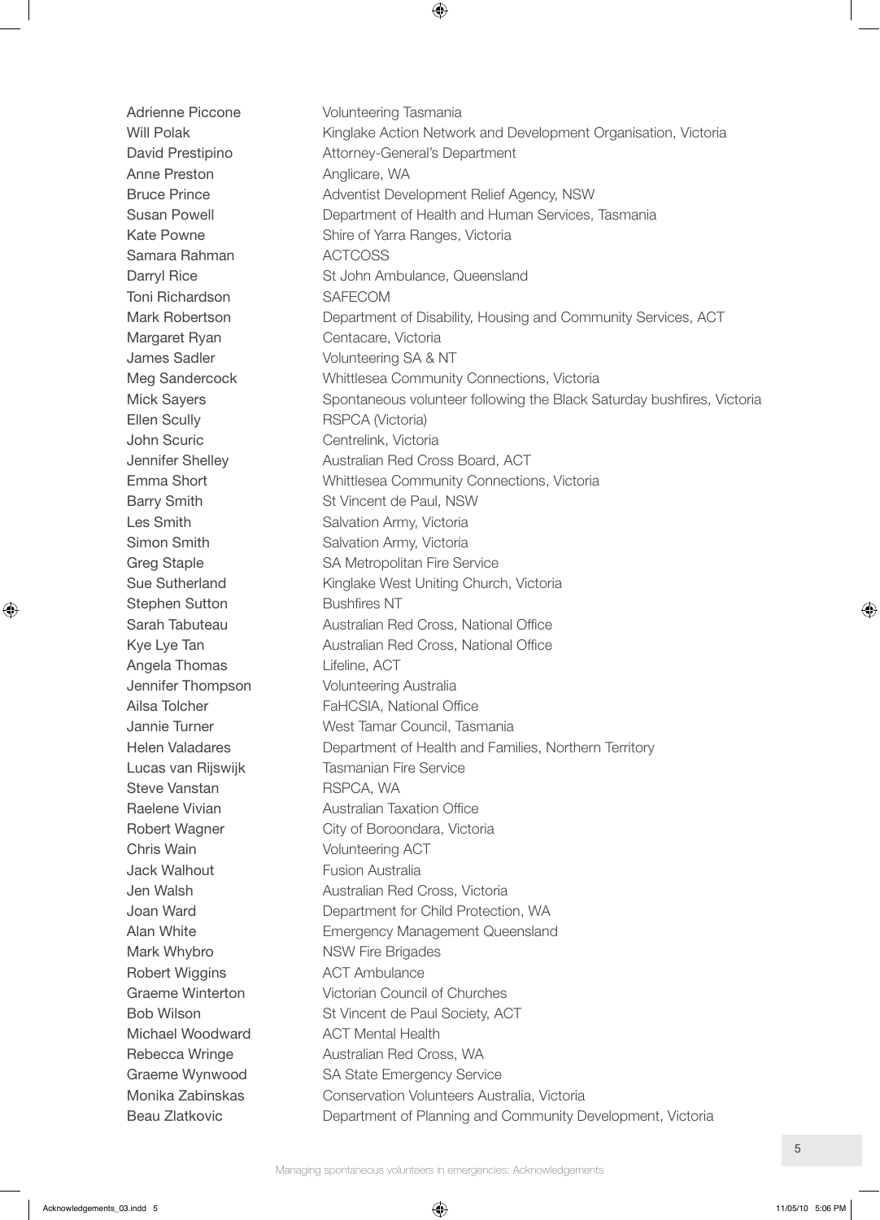| | |
|---|---|
| Adrienne Piccone | Volunteering Tasmania |
| Will Polak | Kinglake Action Network and Development Organisation, Victoria |
| David Prestipino | Attorney-General's Department |
| Anne Preston | Anglicare, WA |
| Bruce Prince | Adventist Development Relief Agency, NSW |
| Susan Powell | Department of Health and Human Services, Tasmania |
| Kate Powne | Shire of Yarra Ranges, Victoria |
| Samara Rahman | ACTCOSS |
| Darryl Rice | St John Ambulance, Queensland |
| Toni Richardson | SAFECOM |
| Mark Robertson | Department of Disability, Housing and Community Services, ACT |
| Margaret Ryan | Centacare, Victoria |
| James Sadler | Volunteering SA & NT |
| Meg Sandercock | Whittlesea Community Connections, Victoria |
| Mick Sayers | Spontaneous volunteer following the Black Saturday bushfires, Victoria |
| Ellen Scully | RSPCA (Victoria) |
| John Scuric | Centrelink, Victoria |
| Jennifer Shelley | Australian Red Cross Board, ACT |
| Emma Short | Whittlesea Community Connections, Victoria |
| Barry Smith | St Vincent de Paul, NSW |
| Les Smith | Salvation Army, Victoria |
| Simon Smith | Salvation Army, Victoria |
| Greg Staple | SA Metropolitan Fire Service |
| Sue Sutherland | Kinglake West Uniting Church, Victoria |
| Stephen Sutton | Bushfires NT |
| Sarah Tabuteau | Australian Red Cross, National Office |
| Kye Lye Tan | Australian Red Cross, National Office |
| Angela Thomas | Lifeline, ACT |
| Jennifer Thompson | Volunteering Australia |
| Ailsa Tolcher | FaHCSIA, National Office |
| Jannie Turner | West Tamar Council, Tasmania |
| Helen Valadares | Department of Health and Families, Northern Territory |
| Lucas van Rijswijk | Tasmanian Fire Service |
| Steve Vanstan | RSPCA, WA |
| Raelene Vivian | Australian Taxation Office |
| Robert Wagner | City of Boroondara, Victoria |
| Chris Wain | Volunteering ACT |
| Jack Walhout | Fusion Australia |
| Jen Walsh | Australian Red Cross, Victoria |
| Joan Ward | Department for Child Protection, WA |
| Alan White | Emergency Management Queensland |
| Mark Whybro | NSW Fire Brigades |
| Robert Wiggins | ACT Ambulance |
| Graeme Winterton | Victorian Council of Churches |
| Bob Wilson | St Vincent de Paul Society, ACT |
| Michael Woodward | ACT Mental Health |
| Rebecca Wringe | Australian Red Cross, WA |
| Graeme Wynwood | SA State Emergency Service |
| Monika Zabinskas | Conservation Volunteers Australia, Victoria |
| Beau Zlatkovic | Department of Planning and Community Development, Victoria |